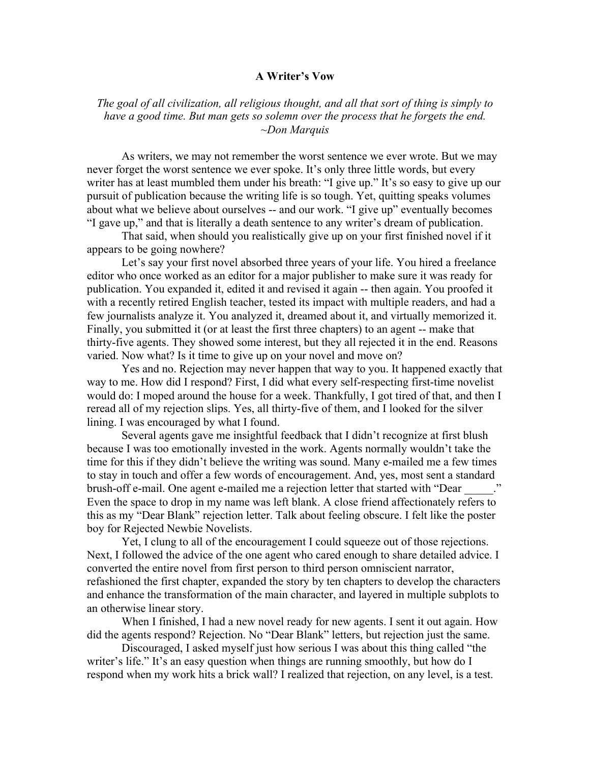# A Writer's Vow

*The goal of all civilization, all religious thought, and all that sort of thing is simply to have a good time. But man gets so solemn over the process that he forgets the end.*
*~Don Marquis*

As writers, we may not remember the worst sentence we ever wrote. But we may never forget the worst sentence we ever spoke. It's only three little words, but every writer has at least mumbled them under his breath: "I give up." It's so easy to give up our pursuit of publication because the writing life is so tough. Yet, quitting speaks volumes about what we believe about ourselves -- and our work. "I give up" eventually becomes "I gave up," and that is literally a death sentence to any writer's dream of publication.

That said, when should you realistically give up on your first finished novel if it appears to be going nowhere?

Let's say your first novel absorbed three years of your life. You hired a freelance editor who once worked as an editor for a major publisher to make sure it was ready for publication. You expanded it, edited it and revised it again -- then again. You proofed it with a recently retired English teacher, tested its impact with multiple readers, and had a few journalists analyze it. You analyzed it, dreamed about it, and virtually memorized it. Finally, you submitted it (or at least the first three chapters) to an agent -- make that thirty-five agents. They showed some interest, but they all rejected it in the end. Reasons varied. Now what? Is it time to give up on your novel and move on?

Yes and no. Rejection may never happen that way to you. It happened exactly that way to me. How did I respond? First, I did what every self-respecting first-time novelist would do: I moped around the house for a week. Thankfully, I got tired of that, and then I reread all of my rejection slips. Yes, all thirty-five of them, and I looked for the silver lining. I was encouraged by what I found.

Several agents gave me insightful feedback that I didn't recognize at first blush because I was too emotionally invested in the work. Agents normally wouldn't take the time for this if they didn't believe the writing was sound. Many e-mailed me a few times to stay in touch and offer a few words of encouragement. And, yes, most sent a standard brush-off e-mail. One agent e-mailed me a rejection letter that started with "Dear _____." Even the space to drop in my name was left blank. A close friend affectionately refers to this as my "Dear Blank" rejection letter. Talk about feeling obscure. I felt like the poster boy for Rejected Newbie Novelists.

Yet, I clung to all of the encouragement I could squeeze out of those rejections. Next, I followed the advice of the one agent who cared enough to share detailed advice. I converted the entire novel from first person to third person omniscient narrator, refashioned the first chapter, expanded the story by ten chapters to develop the characters and enhance the transformation of the main character, and layered in multiple subplots to an otherwise linear story.

When I finished, I had a new novel ready for new agents. I sent it out again. How did the agents respond? Rejection. No "Dear Blank" letters, but rejection just the same.

Discouraged, I asked myself just how serious I was about this thing called "the writer's life." It's an easy question when things are running smoothly, but how do I respond when my work hits a brick wall? I realized that rejection, on any level, is a test.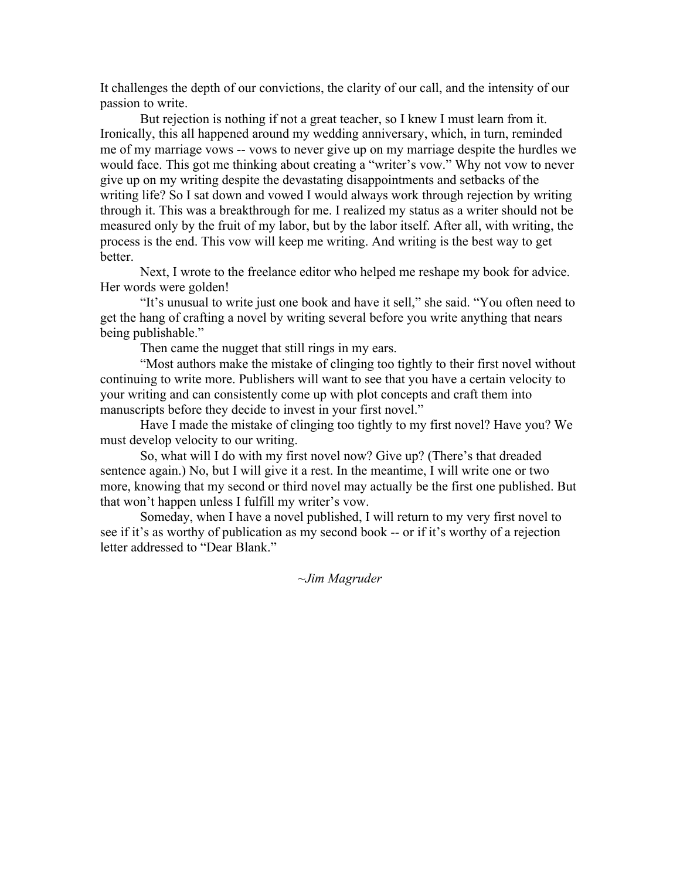It challenges the depth of our convictions, the clarity of our call, and the intensity of our passion to write.

But rejection is nothing if not a great teacher, so I knew I must learn from it. Ironically, this all happened around my wedding anniversary, which, in turn, reminded me of my marriage vows -- vows to never give up on my marriage despite the hurdles we would face. This got me thinking about creating a "writer's vow." Why not vow to never give up on my writing despite the devastating disappointments and setbacks of the writing life? So I sat down and vowed I would always work through rejection by writing through it. This was a breakthrough for me. I realized my status as a writer should not be measured only by the fruit of my labor, but by the labor itself. After all, with writing, the process is the end. This vow will keep me writing. And writing is the best way to get better.

Next, I wrote to the freelance editor who helped me reshape my book for advice. Her words were golden!

"It's unusual to write just one book and have it sell," she said. "You often need to get the hang of crafting a novel by writing several before you write anything that nears being publishable."

Then came the nugget that still rings in my ears.

"Most authors make the mistake of clinging too tightly to their first novel without continuing to write more. Publishers will want to see that you have a certain velocity to your writing and can consistently come up with plot concepts and craft them into manuscripts before they decide to invest in your first novel."

Have I made the mistake of clinging too tightly to my first novel? Have you? We must develop velocity to our writing.

So, what will I do with my first novel now? Give up? (There's that dreaded sentence again.) No, but I will give it a rest. In the meantime, I will write one or two more, knowing that my second or third novel may actually be the first one published. But that won't happen unless I fulfill my writer's vow.

Someday, when I have a novel published, I will return to my very first novel to see if it's as worthy of publication as my second book -- or if it's worthy of a rejection letter addressed to "Dear Blank."

*~Jim Magruder*